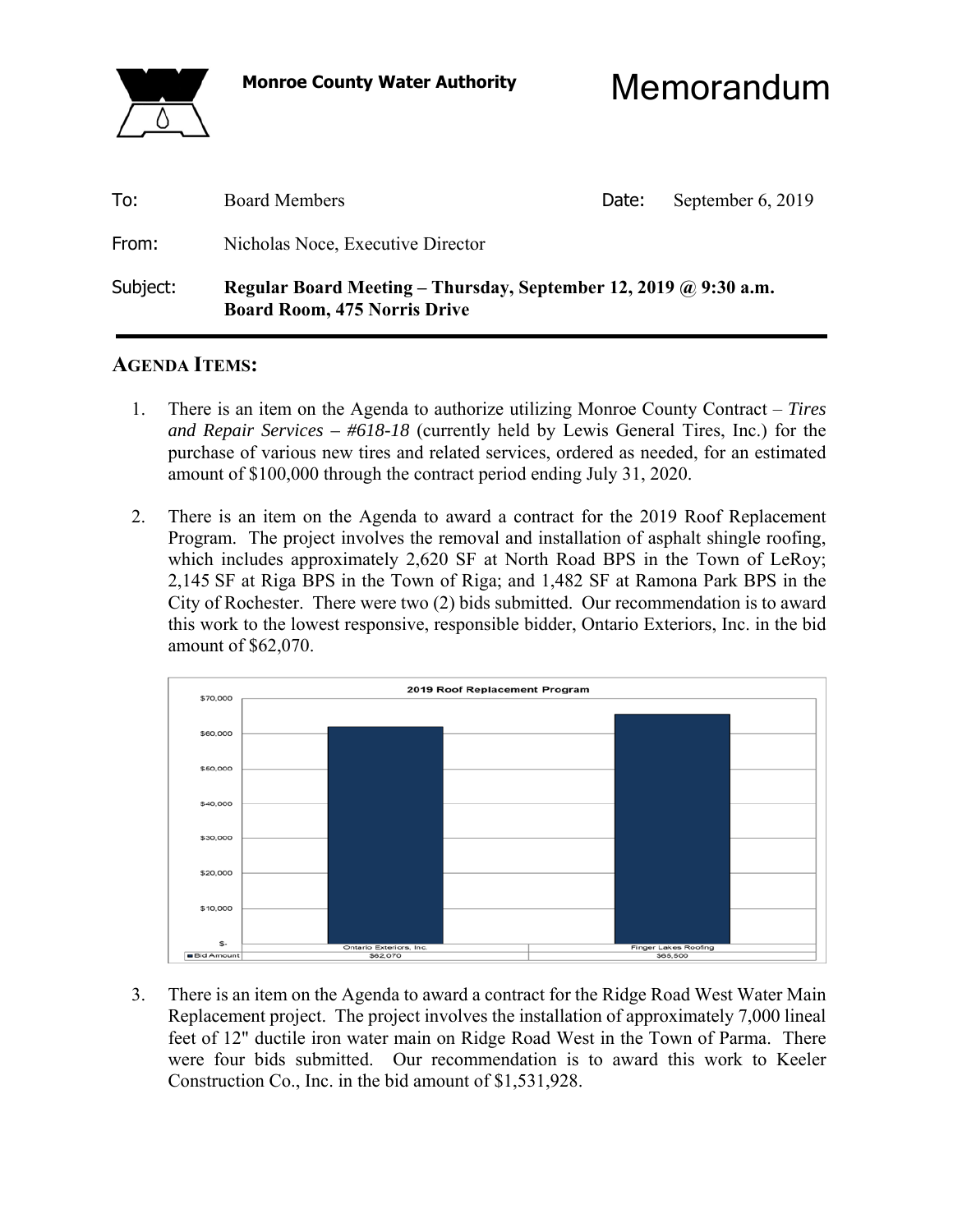**Monroe County Water Authority**

# Memorandum

| | | | |
|---|---|---|---|
| To: | Board Members | Date: | September 6, 2019 |
| From: | Nicholas Noce, Executive Director | | |
| Subject: | **Regular Board Meeting – Thursday, September 12, 2019 @ 9:30 a.m. Board Room, 475 Norris Drive** | | |

## AGENDA ITEMS:

1. There is an item on the Agenda to authorize utilizing Monroe County Contract – *Tires and Repair Services – #618-18* (currently held by Lewis General Tires, Inc.) for the purchase of various new tires and related services, ordered as needed, for an estimated amount of $100,000 through the contract period ending July 31, 2020.

2. There is an item on the Agenda to award a contract for the 2019 Roof Replacement Program. The project involves the removal and installation of asphalt shingle roofing, which includes approximately 2,620 SF at North Road BPS in the Town of LeRoy; 2,145 SF at Riga BPS in the Town of Riga; and 1,482 SF at Ramona Park BPS in the City of Rochester. There were two (2) bids submitted. Our recommendation is to award this work to the lowest responsive, responsible bidder, Ontario Exteriors, Inc. in the bid amount of $62,070.

**2019 Roof Replacement Program**

| | Ontario Exteriors, Inc. | Finger Lakes Roofing |
|---|---|---|
| Bid Amount | $62,070 | $65,500 |

3. There is an item on the Agenda to award a contract for the Ridge Road West Water Main Replacement project. The project involves the installation of approximately 7,000 lineal feet of 12" ductile iron water main on Ridge Road West in the Town of Parma. There were four bids submitted. Our recommendation is to award this work to Keeler Construction Co., Inc. in the bid amount of $1,531,928.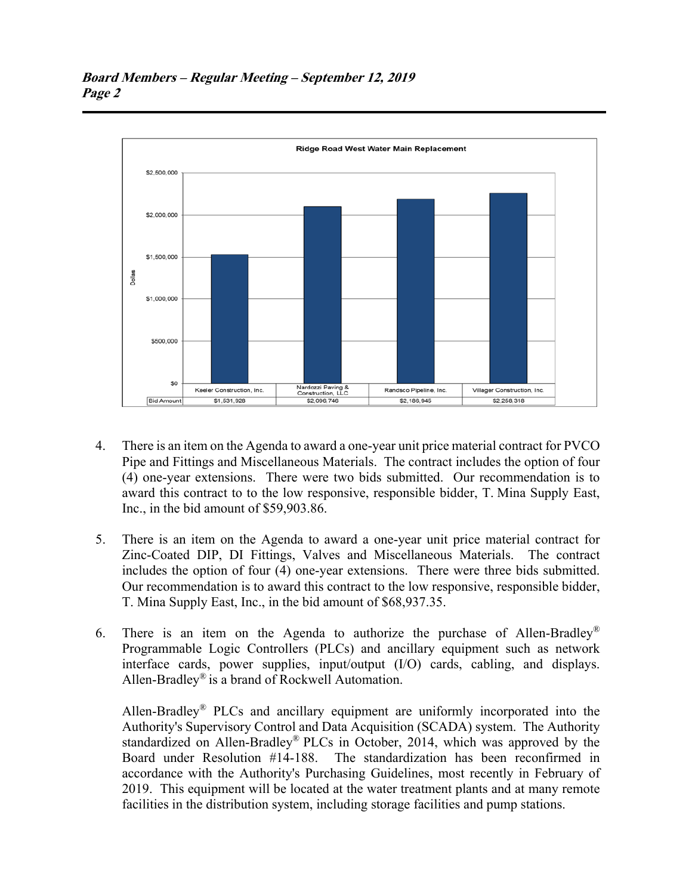**Ridge Road West Water Main Replacement**

| | Keeler Construction, Inc. | Nardozzi Paving & Construction, LLC | Randsco Pipeline, Inc. | Villager Construction, Inc. |
|---|---|---|---|---|
| Bid Amount | $1,531,928 | $2,096,746 | $2,188,945 | $2,258,318 |

4. There is an item on the Agenda to award a one-year unit price material contract for PVCO Pipe and Fittings and Miscellaneous Materials. The contract includes the option of four (4) one-year extensions. There were two bids submitted. Our recommendation is to award this contract to to the low responsive, responsible bidder, T. Mina Supply East, Inc., in the bid amount of $59,903.86.

5. There is an item on the Agenda to award a one-year unit price material contract for Zinc-Coated DIP, DI Fittings, Valves and Miscellaneous Materials. The contract includes the option of four (4) one-year extensions. There were three bids submitted. Our recommendation is to award this contract to the low responsive, responsible bidder, T. Mina Supply East, Inc., in the bid amount of $68,937.35.

6. There is an item on the Agenda to authorize the purchase of Allen-Bradley® Programmable Logic Controllers (PLCs) and ancillary equipment such as network interface cards, power supplies, input/output (I/O) cards, cabling, and displays. Allen-Bradley® is a brand of Rockwell Automation.

   Allen-Bradley® PLCs and ancillary equipment are uniformly incorporated into the Authority's Supervisory Control and Data Acquisition (SCADA) system. The Authority standardized on Allen-Bradley® PLCs in October, 2014, which was approved by the Board under Resolution #14-188. The standardization has been reconfirmed in accordance with the Authority's Purchasing Guidelines, most recently in February of 2019. This equipment will be located at the water treatment plants and at many remote facilities in the distribution system, including storage facilities and pump stations.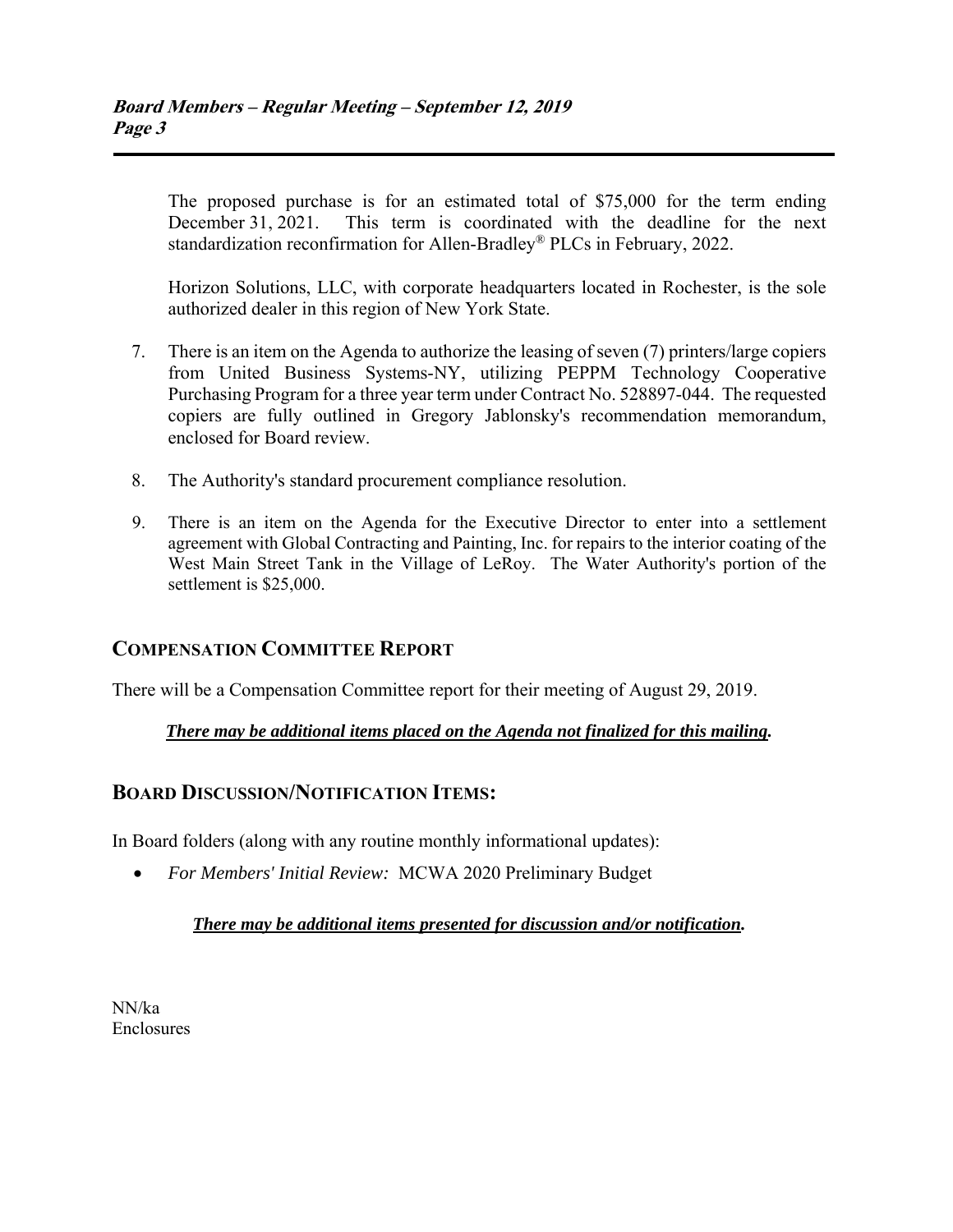The proposed purchase is for an estimated total of $75,000 for the term ending December 31, 2021. This term is coordinated with the deadline for the next standardization reconfirmation for Allen-Bradley® PLCs in February, 2022.

Horizon Solutions, LLC, with corporate headquarters located in Rochester, is the sole authorized dealer in this region of New York State.

7. There is an item on the Agenda to authorize the leasing of seven (7) printers/large copiers from United Business Systems-NY, utilizing PEPPM Technology Cooperative Purchasing Program for a three year term under Contract No. 528897-044. The requested copiers are fully outlined in Gregory Jablonsky's recommendation memorandum, enclosed for Board review.

8. The Authority's standard procurement compliance resolution.

9. There is an item on the Agenda for the Executive Director to enter into a settlement agreement with Global Contracting and Painting, Inc. for repairs to the interior coating of the West Main Street Tank in the Village of LeRoy. The Water Authority's portion of the settlement is $25,000.

## COMPENSATION COMMITTEE REPORT

There will be a Compensation Committee report for their meeting of August 29, 2019.

***There may be additional items placed on the Agenda not finalized for this mailing.***

## BOARD DISCUSSION/NOTIFICATION ITEMS:

In Board folders (along with any routine monthly informational updates):

- *For Members' Initial Review:* MCWA 2020 Preliminary Budget

***There may be additional items presented for discussion and/or notification.***

NN/ka
Enclosures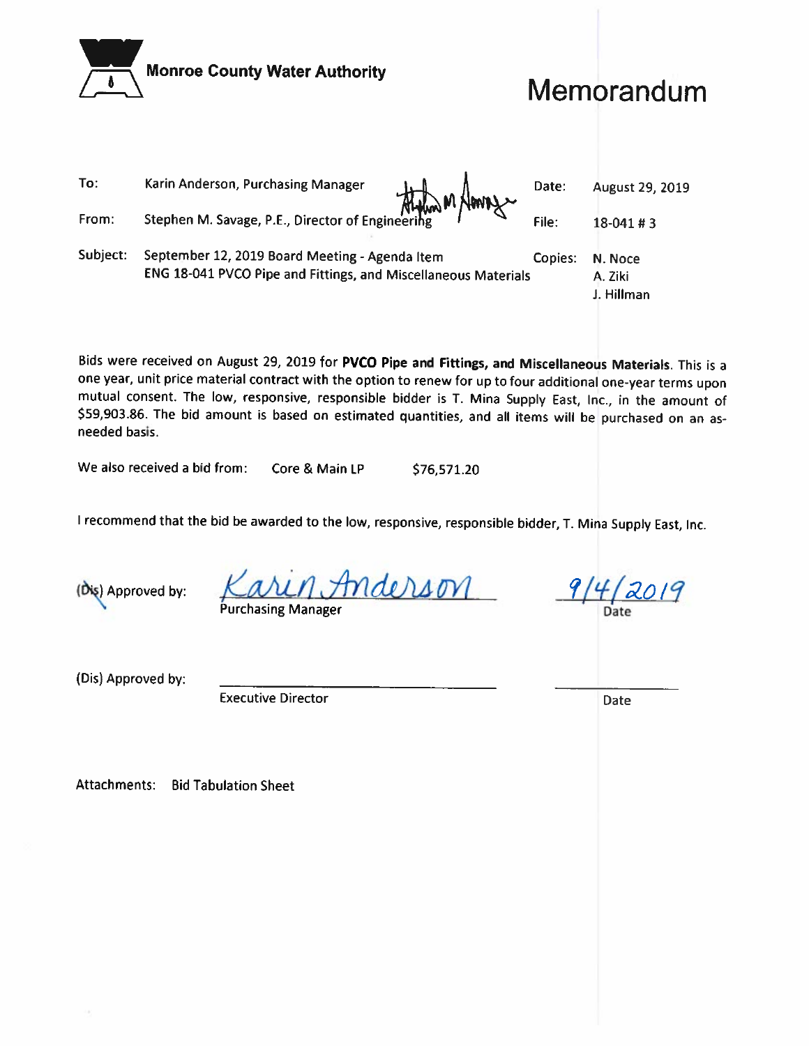**Monroe County Water Authority**

# Memorandum

| | | | |
|---|---|---|---|
| To: | Karin Anderson, Purchasing Manager | Date: | August 29, 2019 |
| From: | Stephen M. Savage, P.E., Director of Engineering | File: | 18-041 # 3 |
| Subject: | September 12, 2019 Board Meeting - Agenda Item<br>ENG 18-041 PVCO Pipe and Fittings, and Miscellaneous Materials | Copies: | N. Noce<br>A. Ziki<br>J. Hillman |

Bids were received on August 29, 2019 for **PVCO Pipe and Fittings, and Miscellaneous Materials**. This is a one year, unit price material contract with the option to renew for up to four additional one-year terms upon mutual consent. The low, responsive, responsible bidder is T. Mina Supply East, Inc., in the amount of $59,903.86. The bid amount is based on estimated quantities, and all items will be purchased on an as-needed basis.

We also received a bid from: Core & Main LP $76,571.20

I recommend that the bid be awarded to the low, responsive, responsible bidder, T. Mina Supply East, Inc.

(~~Dis~~) Approved by: Karin Anderson — Purchasing Manager — 9/4/2019 Date

(Dis) Approved by: ______________________ Executive Director ____________ Date

Attachments: Bid Tabulation Sheet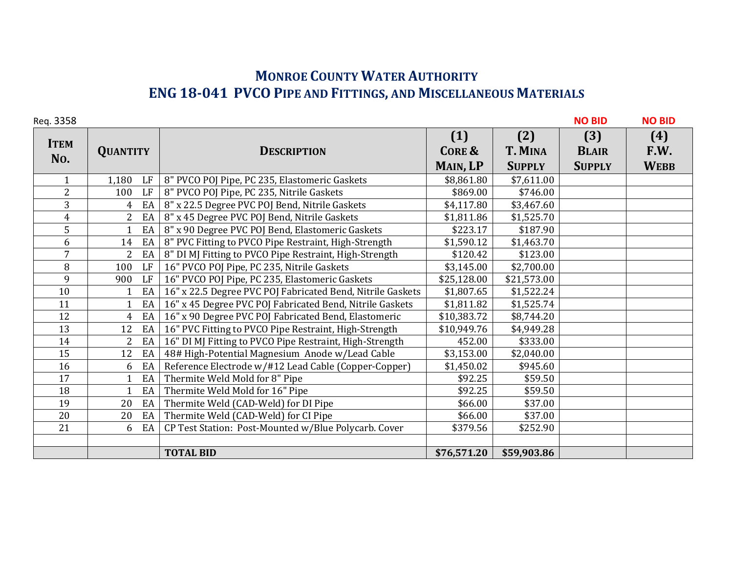# Monroe County Water Authority

## ENG 18-041 PVCO Pipe and Fittings, and Miscellaneous Materials

Req. 3358

| Item No. | Quantity | | Description | (1) Core & Main, LP | (2) T. Mina Supply | (3) Blair Supply NO BID | (4) F.W. Webb NO BID |
|---|---|---|---|---|---|---|---|
| 1 | 1,180 | LF | 8" PVCO POJ Pipe, PC 235, Elastomeric Gaskets | $8,861.80 | $7,611.00 | | |
| 2 | 100 | LF | 8" PVCO POJ Pipe, PC 235, Nitrile Gaskets | $869.00 | $746.00 | | |
| 3 | 4 | EA | 8" x 22.5 Degree PVC POJ Bend, Nitrile Gaskets | $4,117.80 | $3,467.60 | | |
| 4 | 2 | EA | 8" x 45 Degree PVC POJ Bend, Nitrile Gaskets | $1,811.86 | $1,525.70 | | |
| 5 | 1 | EA | 8" x 90 Degree PVC POJ Bend, Elastomeric Gaskets | $223.17 | $187.90 | | |
| 6 | 14 | EA | 8" PVC Fitting to PVCO Pipe Restraint, High-Strength | $1,590.12 | $1,463.70 | | |
| 7 | 2 | EA | 8" DI MJ Fitting to PVCO Pipe Restraint, High-Strength | $120.42 | $123.00 | | |
| 8 | 100 | LF | 16" PVCO POJ Pipe, PC 235, Nitrile Gaskets | $3,145.00 | $2,700.00 | | |
| 9 | 900 | LF | 16" PVCO POJ Pipe, PC 235, Elastomeric Gaskets | $25,128.00 | $21,573.00 | | |
| 10 | 1 | EA | 16" x 22.5 Degree PVC POJ Fabricated Bend, Nitrile Gaskets | $1,807.65 | $1,522.24 | | |
| 11 | 1 | EA | 16" x 45 Degree PVC POJ Fabricated Bend, Nitrile Gaskets | $1,811.82 | $1,525.74 | | |
| 12 | 4 | EA | 16" x 90 Degree PVC POJ Fabricated Bend, Elastomeric | $10,383.72 | $8,744.20 | | |
| 13 | 12 | EA | 16" PVC Fitting to PVCO Pipe Restraint, High-Strength | $10,949.76 | $4,949.28 | | |
| 14 | 2 | EA | 16" DI MJ Fitting to PVCO Pipe Restraint, High-Strength | 452.00 | $333.00 | | |
| 15 | 12 | EA | 48# High-Potential Magnesium Anode w/Lead Cable | $3,153.00 | $2,040.00 | | |
| 16 | 6 | EA | Reference Electrode w/#12 Lead Cable (Copper-Copper) | $1,450.02 | $945.60 | | |
| 17 | 1 | EA | Thermite Weld Mold for 8" Pipe | $92.25 | $59.50 | | |
| 18 | 1 | EA | Thermite Weld Mold for 16" Pipe | $92.25 | $59.50 | | |
| 19 | 20 | EA | Thermite Weld (CAD-Weld) for DI Pipe | $66.00 | $37.00 | | |
| 20 | 20 | EA | Thermite Weld (CAD-Weld) for CI Pipe | $66.00 | $37.00 | | |
| 21 | 6 | EA | CP Test Station: Post-Mounted w/Blue Polycarb. Cover | $379.56 | $252.90 | | |
| | | | | | | | |
| | | | **TOTAL BID** | **$76,571.20** | **$59,903.86** | | |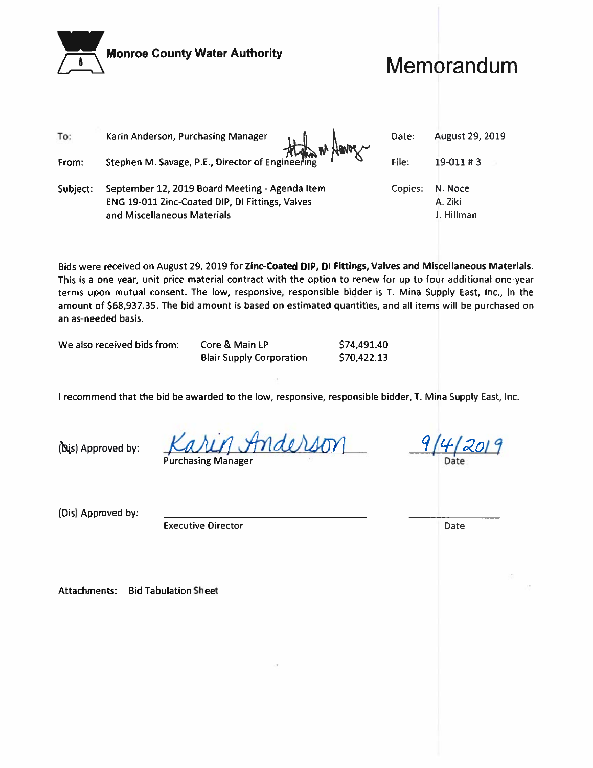**Monroe County Water Authority**

# Memorandum

| | | | |
|---|---|---|---|
| To: | Karin Anderson, Purchasing Manager | Date: | August 29, 2019 |
| From: | Stephen M. Savage, P.E., Director of Engineering | File: | 19-011 # 3 |
| Subject: | September 12, 2019 Board Meeting - Agenda Item ENG 19-011 Zinc-Coated DIP, DI Fittings, Valves and Miscellaneous Materials | Copies: | N. Noce<br>A. Ziki<br>J. Hillman |

Bids were received on August 29, 2019 for **Zinc-Coated DIP, DI Fittings, Valves and Miscellaneous Materials**. This is a one year, unit price material contract with the option to renew for up to four additional one-year terms upon mutual consent. The low, responsive, responsible bidder is T. Mina Supply East, Inc., in the amount of $68,937.35. The bid amount is based on estimated quantities, and all items will be purchased on an as-needed basis.

| We also received bids from: | | |
|---|---|---|
| | Core & Main LP | $74,491.40 |
| | Blair Supply Corporation | $70,422.13 |

I recommend that the bid be awarded to the low, responsive, responsible bidder, T. Mina Supply East, Inc.

(Dis) Approved by: Karin Anderson — 9/4/2019
Purchasing Manager — Date

(Dis) Approved by: ______________________ ____________
Executive Director — Date

Attachments: Bid Tabulation Sheet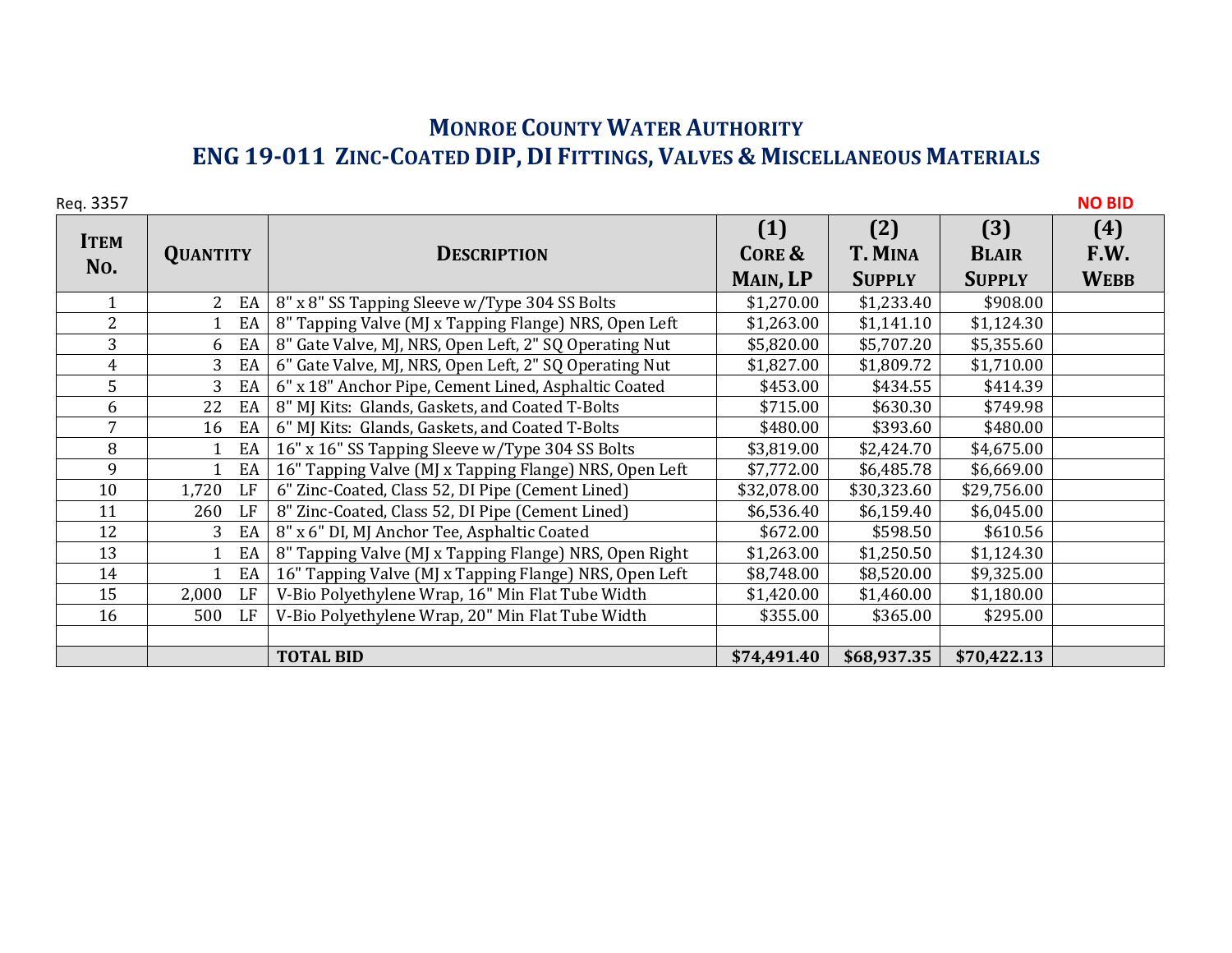# MONROE COUNTY WATER AUTHORITY
## ENG 19-011 ZINC-COATED DIP, DI FITTINGS, VALVES & MISCELLANEOUS MATERIALS

Req. 3357

| ITEM NO. | QUANTITY | | DESCRIPTION | (1) CORE & MAIN, LP | (2) T. MINA SUPPLY | (3) BLAIR SUPPLY | (4) F.W. WEBB — NO BID |
|---|---|---|---|---|---|---|---|
| 1 | 2 | EA | 8" x 8" SS Tapping Sleeve w/Type 304 SS Bolts | $1,270.00 | $1,233.40 | $908.00 | |
| 2 | 1 | EA | 8" Tapping Valve (MJ x Tapping Flange) NRS, Open Left | $1,263.00 | $1,141.10 | $1,124.30 | |
| 3 | 6 | EA | 8" Gate Valve, MJ, NRS, Open Left, 2" SQ Operating Nut | $5,820.00 | $5,707.20 | $5,355.60 | |
| 4 | 3 | EA | 6" Gate Valve, MJ, NRS, Open Left, 2" SQ Operating Nut | $1,827.00 | $1,809.72 | $1,710.00 | |
| 5 | 3 | EA | 6" x 18" Anchor Pipe, Cement Lined, Asphaltic Coated | $453.00 | $434.55 | $414.39 | |
| 6 | 22 | EA | 8" MJ Kits: Glands, Gaskets, and Coated T-Bolts | $715.00 | $630.30 | $749.98 | |
| 7 | 16 | EA | 6" MJ Kits: Glands, Gaskets, and Coated T-Bolts | $480.00 | $393.60 | $480.00 | |
| 8 | 1 | EA | 16" x 16" SS Tapping Sleeve w/Type 304 SS Bolts | $3,819.00 | $2,424.70 | $4,675.00 | |
| 9 | 1 | EA | 16" Tapping Valve (MJ x Tapping Flange) NRS, Open Left | $7,772.00 | $6,485.78 | $6,669.00 | |
| 10 | 1,720 | LF | 6" Zinc-Coated, Class 52, DI Pipe (Cement Lined) | $32,078.00 | $30,323.60 | $29,756.00 | |
| 11 | 260 | LF | 8" Zinc-Coated, Class 52, DI Pipe (Cement Lined) | $6,536.40 | $6,159.40 | $6,045.00 | |
| 12 | 3 | EA | 8" x 6" DI, MJ Anchor Tee, Asphaltic Coated | $672.00 | $598.50 | $610.56 | |
| 13 | 1 | EA | 8" Tapping Valve (MJ x Tapping Flange) NRS, Open Right | $1,263.00 | $1,250.50 | $1,124.30 | |
| 14 | 1 | EA | 16" Tapping Valve (MJ x Tapping Flange) NRS, Open Left | $8,748.00 | $8,520.00 | $9,325.00 | |
| 15 | 2,000 | LF | V-Bio Polyethylene Wrap, 16" Min Flat Tube Width | $1,420.00 | $1,460.00 | $1,180.00 | |
| 16 | 500 | LF | V-Bio Polyethylene Wrap, 20" Min Flat Tube Width | $355.00 | $365.00 | $295.00 | |
| | | | | | | | |
| | | | **TOTAL BID** | **$74,491.40** | **$68,937.35** | **$70,422.13** | |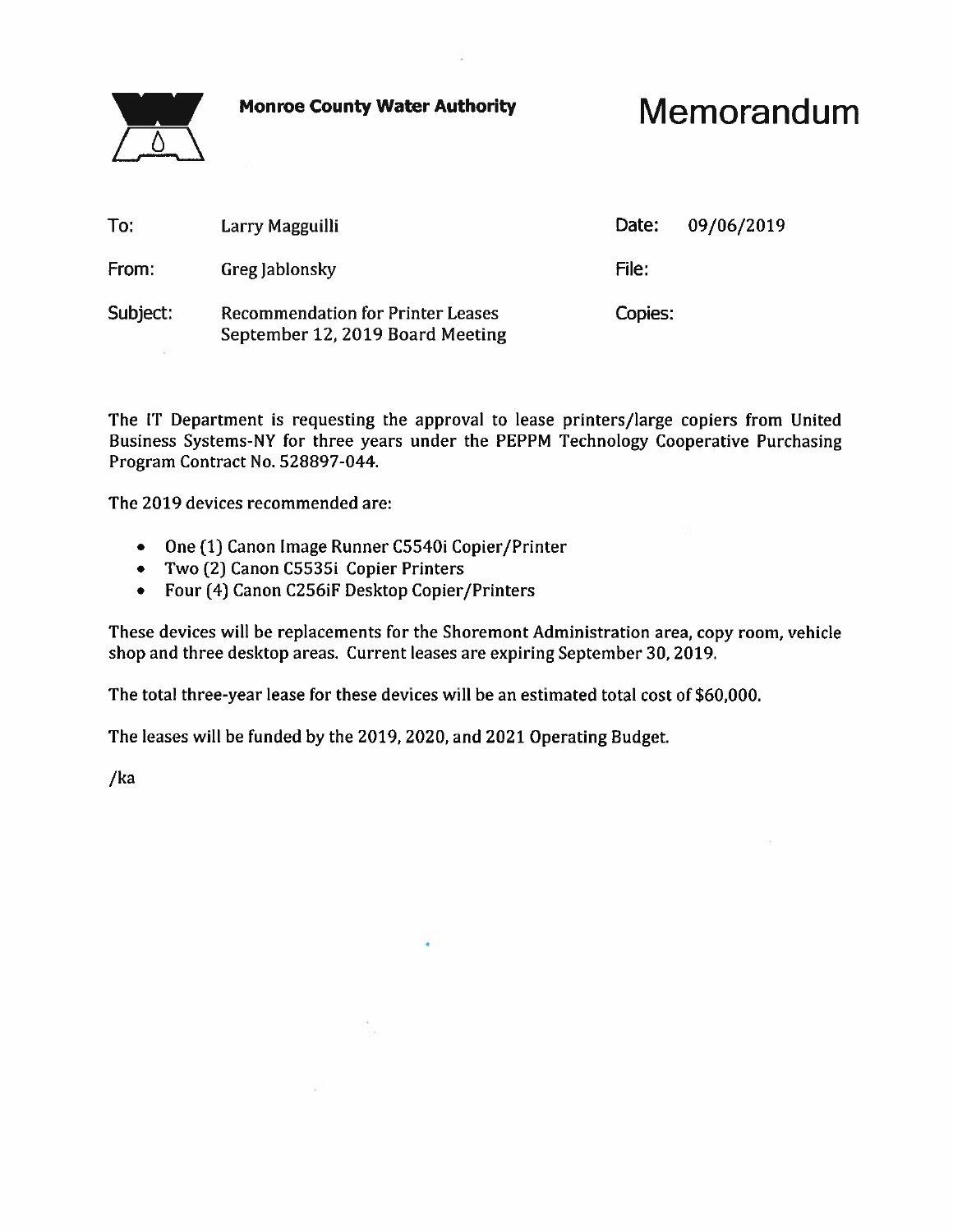**Monroe County Water Authority**

# Memorandum

| | | | |
|---|---|---|---|
| To: | Larry Magguilli | Date: | 09/06/2019 |
| From: | Greg Jablonsky | File: | |
| Subject: | Recommendation for Printer Leases<br>September 12, 2019 Board Meeting | Copies: | |

The IT Department is requesting the approval to lease printers/large copiers from United Business Systems-NY for three years under the PEPPM Technology Cooperative Purchasing Program Contract No. 528897-044.

The 2019 devices recommended are:

- One (1) Canon Image Runner C5540i Copier/Printer
- Two (2) Canon C5535i Copier Printers
- Four (4) Canon C256iF Desktop Copier/Printers

These devices will be replacements for the Shoremont Administration area, copy room, vehicle shop and three desktop areas. Current leases are expiring September 30, 2019.

The total three-year lease for these devices will be an estimated total cost of $60,000.

The leases will be funded by the 2019, 2020, and 2021 Operating Budget.

/ka